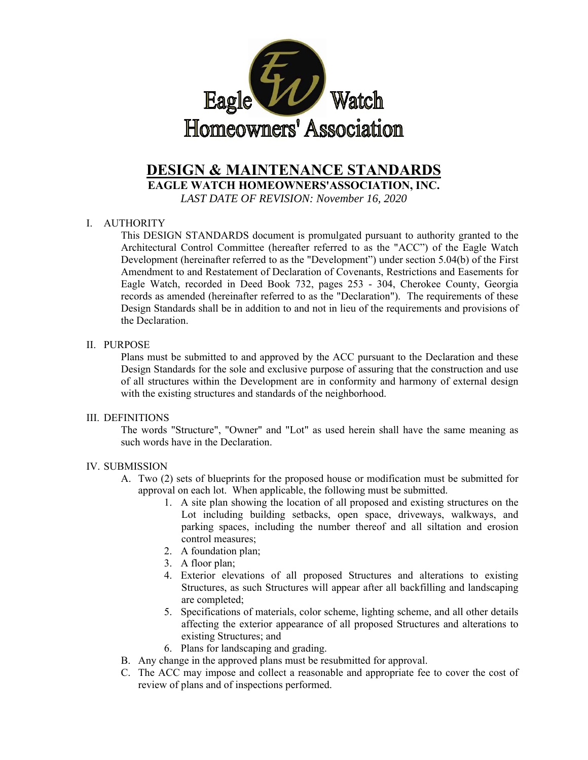Eagle Watch Homeowners' Association

# DESIGN & MAINTENANCE STANDARDS

**EAGLE WATCH HOMEOWNERS'ASSOCIATION, INC.**

*LAST DATE OF REVISION: November 16, 2020*

## I. AUTHORITY

This DESIGN STANDARDS document is promulgated pursuant to authority granted to the Architectural Control Committee (hereafter referred to as the "ACC") of the Eagle Watch Development (hereinafter referred to as the "Development") under section 5.04(b) of the First Amendment to and Restatement of Declaration of Covenants, Restrictions and Easements for Eagle Watch, recorded in Deed Book 732, pages 253 - 304, Cherokee County, Georgia records as amended (hereinafter referred to as the "Declaration"). The requirements of these Design Standards shall be in addition to and not in lieu of the requirements and provisions of the Declaration.

## II. PURPOSE

Plans must be submitted to and approved by the ACC pursuant to the Declaration and these Design Standards for the sole and exclusive purpose of assuring that the construction and use of all structures within the Development are in conformity and harmony of external design with the existing structures and standards of the neighborhood.

## III. DEFINITIONS

The words "Structure", "Owner" and "Lot" as used herein shall have the same meaning as such words have in the Declaration.

## IV. SUBMISSION

A. Two (2) sets of blueprints for the proposed house or modification must be submitted for approval on each lot. When applicable, the following must be submitted.
   1. A site plan showing the location of all proposed and existing structures on the Lot including building setbacks, open space, driveways, walkways, and parking spaces, including the number thereof and all siltation and erosion control measures;
   2. A foundation plan;
   3. A floor plan;
   4. Exterior elevations of all proposed Structures and alterations to existing Structures, as such Structures will appear after all backfilling and landscaping are completed;
   5. Specifications of materials, color scheme, lighting scheme, and all other details affecting the exterior appearance of all proposed Structures and alterations to existing Structures; and
   6. Plans for landscaping and grading.

B. Any change in the approved plans must be resubmitted for approval.

C. The ACC may impose and collect a reasonable and appropriate fee to cover the cost of review of plans and of inspections performed.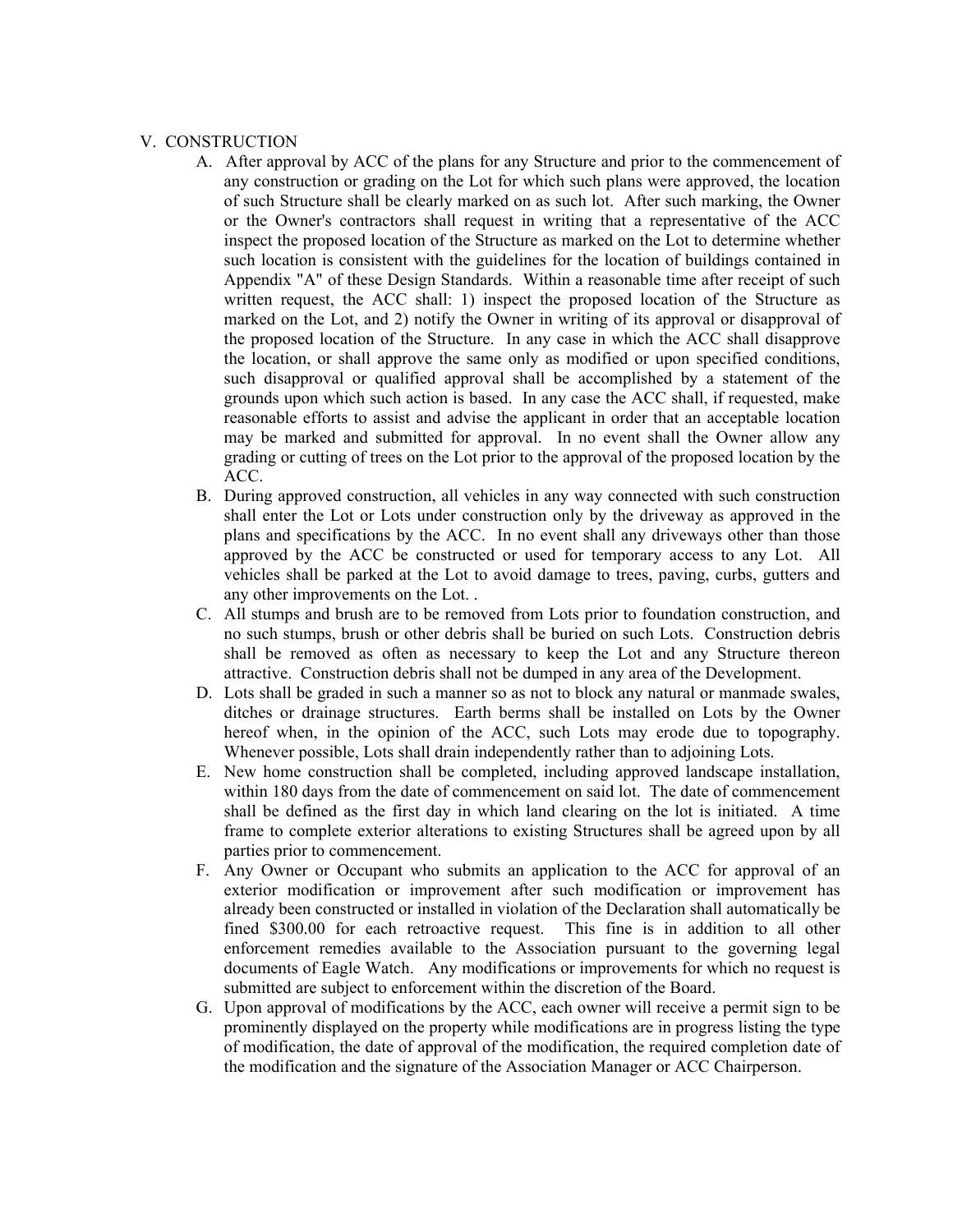## V. CONSTRUCTION

A. After approval by ACC of the plans for any Structure and prior to the commencement of any construction or grading on the Lot for which such plans were approved, the location of such Structure shall be clearly marked on as such lot. After such marking, the Owner or the Owner's contractors shall request in writing that a representative of the ACC inspect the proposed location of the Structure as marked on the Lot to determine whether such location is consistent with the guidelines for the location of buildings contained in Appendix "A" of these Design Standards. Within a reasonable time after receipt of such written request, the ACC shall: 1) inspect the proposed location of the Structure as marked on the Lot, and 2) notify the Owner in writing of its approval or disapproval of the proposed location of the Structure. In any case in which the ACC shall disapprove the location, or shall approve the same only as modified or upon specified conditions, such disapproval or qualified approval shall be accomplished by a statement of the grounds upon which such action is based. In any case the ACC shall, if requested, make reasonable efforts to assist and advise the applicant in order that an acceptable location may be marked and submitted for approval. In no event shall the Owner allow any grading or cutting of trees on the Lot prior to the approval of the proposed location by the ACC.

B. During approved construction, all vehicles in any way connected with such construction shall enter the Lot or Lots under construction only by the driveway as approved in the plans and specifications by the ACC. In no event shall any driveways other than those approved by the ACC be constructed or used for temporary access to any Lot. All vehicles shall be parked at the Lot to avoid damage to trees, paving, curbs, gutters and any other improvements on the Lot. .

C. All stumps and brush are to be removed from Lots prior to foundation construction, and no such stumps, brush or other debris shall be buried on such Lots. Construction debris shall be removed as often as necessary to keep the Lot and any Structure thereon attractive. Construction debris shall not be dumped in any area of the Development.

D. Lots shall be graded in such a manner so as not to block any natural or manmade swales, ditches or drainage structures. Earth berms shall be installed on Lots by the Owner hereof when, in the opinion of the ACC, such Lots may erode due to topography. Whenever possible, Lots shall drain independently rather than to adjoining Lots.

E. New home construction shall be completed, including approved landscape installation, within 180 days from the date of commencement on said lot. The date of commencement shall be defined as the first day in which land clearing on the lot is initiated. A time frame to complete exterior alterations to existing Structures shall be agreed upon by all parties prior to commencement.

F. Any Owner or Occupant who submits an application to the ACC for approval of an exterior modification or improvement after such modification or improvement has already been constructed or installed in violation of the Declaration shall automatically be fined $300.00 for each retroactive request. This fine is in addition to all other enforcement remedies available to the Association pursuant to the governing legal documents of Eagle Watch. Any modifications or improvements for which no request is submitted are subject to enforcement within the discretion of the Board.

G. Upon approval of modifications by the ACC, each owner will receive a permit sign to be prominently displayed on the property while modifications are in progress listing the type of modification, the date of approval of the modification, the required completion date of the modification and the signature of the Association Manager or ACC Chairperson.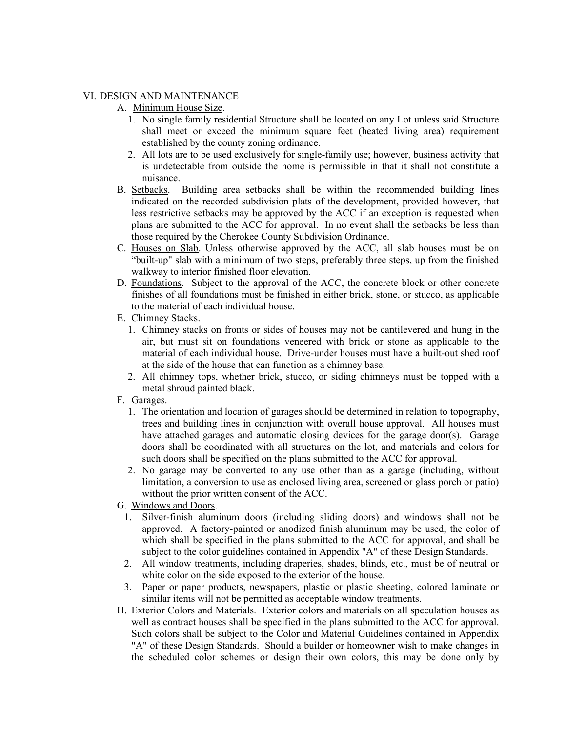## VI. DESIGN AND MAINTENANCE

A. Minimum House Size.

1. No single family residential Structure shall be located on any Lot unless said Structure shall meet or exceed the minimum square feet (heated living area) requirement established by the county zoning ordinance.
2. All lots are to be used exclusively for single-family use; however, business activity that is undetectable from outside the home is permissible in that it shall not constitute a nuisance.

B. Setbacks. Building area setbacks shall be within the recommended building lines indicated on the recorded subdivision plats of the development, provided however, that less restrictive setbacks may be approved by the ACC if an exception is requested when plans are submitted to the ACC for approval. In no event shall the setbacks be less than those required by the Cherokee County Subdivision Ordinance.

C. Houses on Slab. Unless otherwise approved by the ACC, all slab houses must be on "built-up" slab with a minimum of two steps, preferably three steps, up from the finished walkway to interior finished floor elevation.

D. Foundations. Subject to the approval of the ACC, the concrete block or other concrete finishes of all foundations must be finished in either brick, stone, or stucco, as applicable to the material of each individual house.

E. Chimney Stacks.

1. Chimney stacks on fronts or sides of houses may not be cantilevered and hung in the air, but must sit on foundations veneered with brick or stone as applicable to the material of each individual house. Drive-under houses must have a built-out shed roof at the side of the house that can function as a chimney base.
2. All chimney tops, whether brick, stucco, or siding chimneys must be topped with a metal shroud painted black.

F. Garages.

1. The orientation and location of garages should be determined in relation to topography, trees and building lines in conjunction with overall house approval. All houses must have attached garages and automatic closing devices for the garage door(s). Garage doors shall be coordinated with all structures on the lot, and materials and colors for such doors shall be specified on the plans submitted to the ACC for approval.
2. No garage may be converted to any use other than as a garage (including, without limitation, a conversion to use as enclosed living area, screened or glass porch or patio) without the prior written consent of the ACC.

G. Windows and Doors.

1. Silver-finish aluminum doors (including sliding doors) and windows shall not be approved. A factory-painted or anodized finish aluminum may be used, the color of which shall be specified in the plans submitted to the ACC for approval, and shall be subject to the color guidelines contained in Appendix "A" of these Design Standards.
2. All window treatments, including draperies, shades, blinds, etc., must be of neutral or white color on the side exposed to the exterior of the house.
3. Paper or paper products, newspapers, plastic or plastic sheeting, colored laminate or similar items will not be permitted as acceptable window treatments.

H. Exterior Colors and Materials. Exterior colors and materials on all speculation houses as well as contract houses shall be specified in the plans submitted to the ACC for approval. Such colors shall be subject to the Color and Material Guidelines contained in Appendix "A" of these Design Standards. Should a builder or homeowner wish to make changes in the scheduled color schemes or design their own colors, this may be done only by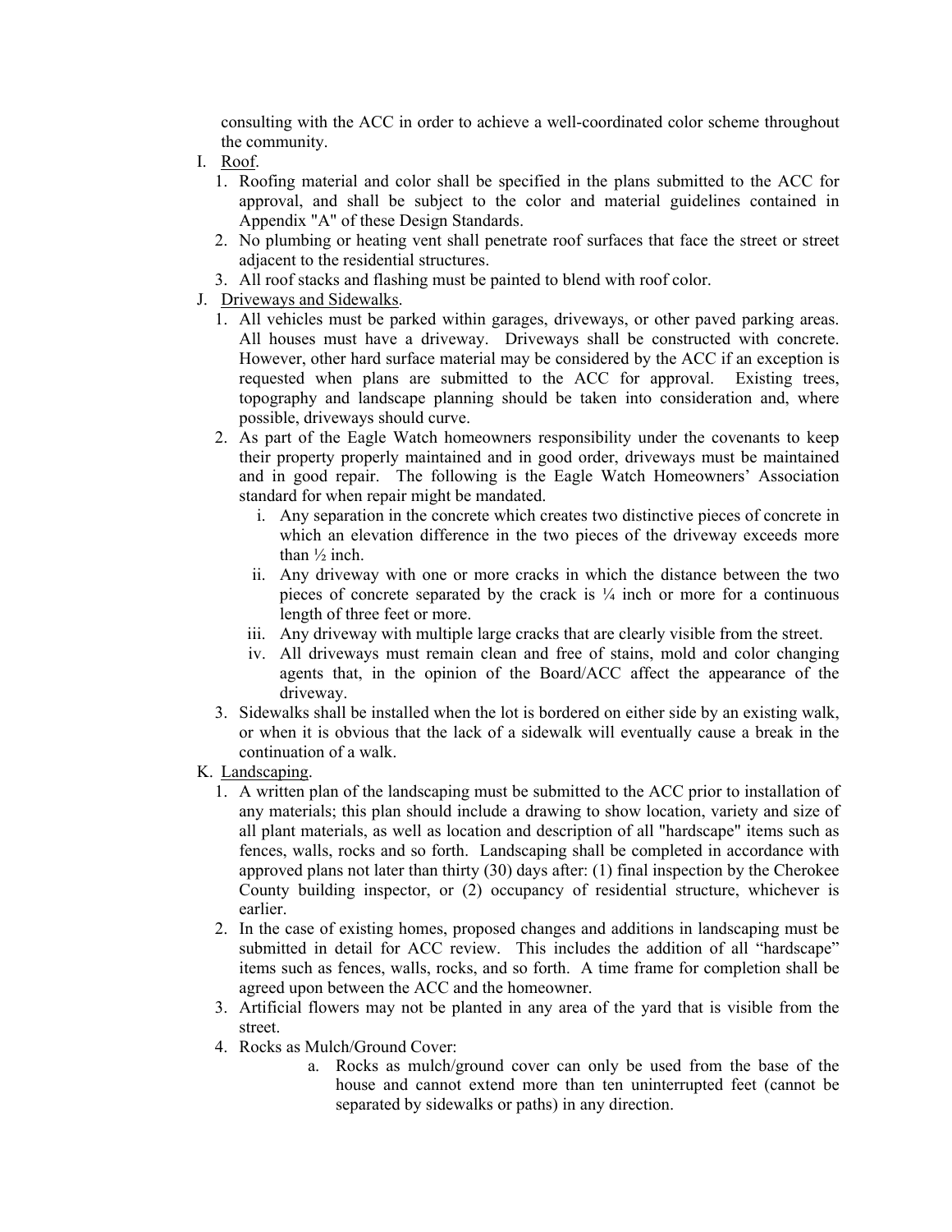consulting with the ACC in order to achieve a well-coordinated color scheme throughout the community.

I. <u>Roof</u>.

1. Roofing material and color shall be specified in the plans submitted to the ACC for approval, and shall be subject to the color and material guidelines contained in Appendix "A" of these Design Standards.
2. No plumbing or heating vent shall penetrate roof surfaces that face the street or street adjacent to the residential structures.
3. All roof stacks and flashing must be painted to blend with roof color.

J. <u>Driveways and Sidewalks</u>.

1. All vehicles must be parked within garages, driveways, or other paved parking areas. All houses must have a driveway. Driveways shall be constructed with concrete. However, other hard surface material may be considered by the ACC if an exception is requested when plans are submitted to the ACC for approval. Existing trees, topography and landscape planning should be taken into consideration and, where possible, driveways should curve.
2. As part of the Eagle Watch homeowners responsibility under the covenants to keep their property properly maintained and in good order, driveways must be maintained and in good repair. The following is the Eagle Watch Homeowners' Association standard for when repair might be mandated.
   i. Any separation in the concrete which creates two distinctive pieces of concrete in which an elevation difference in the two pieces of the driveway exceeds more than ½ inch.
   ii. Any driveway with one or more cracks in which the distance between the two pieces of concrete separated by the crack is ¼ inch or more for a continuous length of three feet or more.
   iii. Any driveway with multiple large cracks that are clearly visible from the street.
   iv. All driveways must remain clean and free of stains, mold and color changing agents that, in the opinion of the Board/ACC affect the appearance of the driveway.
3. Sidewalks shall be installed when the lot is bordered on either side by an existing walk, or when it is obvious that the lack of a sidewalk will eventually cause a break in the continuation of a walk.

K. <u>Landscaping</u>.

1. A written plan of the landscaping must be submitted to the ACC prior to installation of any materials; this plan should include a drawing to show location, variety and size of all plant materials, as well as location and description of all "hardscape" items such as fences, walls, rocks and so forth. Landscaping shall be completed in accordance with approved plans not later than thirty (30) days after: (1) final inspection by the Cherokee County building inspector, or (2) occupancy of residential structure, whichever is earlier.
2. In the case of existing homes, proposed changes and additions in landscaping must be submitted in detail for ACC review. This includes the addition of all "hardscape" items such as fences, walls, rocks, and so forth. A time frame for completion shall be agreed upon between the ACC and the homeowner.
3. Artificial flowers may not be planted in any area of the yard that is visible from the street.
4. Rocks as Mulch/Ground Cover:
   a. Rocks as mulch/ground cover can only be used from the base of the house and cannot extend more than ten uninterrupted feet (cannot be separated by sidewalks or paths) in any direction.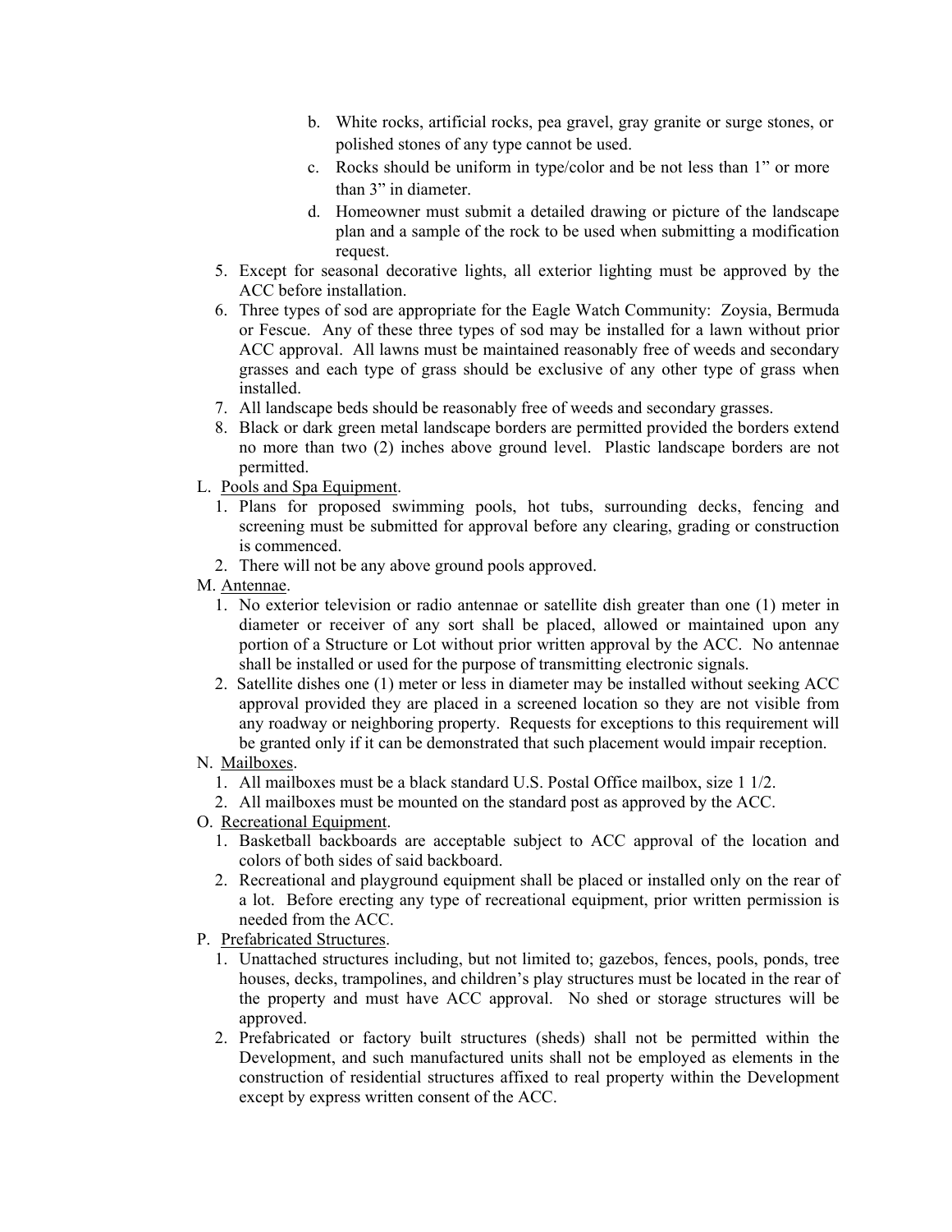b. White rocks, artificial rocks, pea gravel, gray granite or surge stones, or polished stones of any type cannot be used.
   c. Rocks should be uniform in type/color and be not less than 1" or more than 3" in diameter.
   d. Homeowner must submit a detailed drawing or picture of the landscape plan and a sample of the rock to be used when submitting a modification request.

5. Except for seasonal decorative lights, all exterior lighting must be approved by the ACC before installation.
6. Three types of sod are appropriate for the Eagle Watch Community: Zoysia, Bermuda or Fescue. Any of these three types of sod may be installed for a lawn without prior ACC approval. All lawns must be maintained reasonably free of weeds and secondary grasses and each type of grass should be exclusive of any other type of grass when installed.
7. All landscape beds should be reasonably free of weeds and secondary grasses.
8. Black or dark green metal landscape borders are permitted provided the borders extend no more than two (2) inches above ground level. Plastic landscape borders are not permitted.

L. Pools and Spa Equipment.

1. Plans for proposed swimming pools, hot tubs, surrounding decks, fencing and screening must be submitted for approval before any clearing, grading or construction is commenced.
2. There will not be any above ground pools approved.

M. Antennae.

1. No exterior television or radio antennae or satellite dish greater than one (1) meter in diameter or receiver of any sort shall be placed, allowed or maintained upon any portion of a Structure or Lot without prior written approval by the ACC. No antennae shall be installed or used for the purpose of transmitting electronic signals.
2. Satellite dishes one (1) meter or less in diameter may be installed without seeking ACC approval provided they are placed in a screened location so they are not visible from any roadway or neighboring property. Requests for exceptions to this requirement will be granted only if it can be demonstrated that such placement would impair reception.

N. Mailboxes.

1. All mailboxes must be a black standard U.S. Postal Office mailbox, size 1 1/2.
2. All mailboxes must be mounted on the standard post as approved by the ACC.

O. Recreational Equipment.

1. Basketball backboards are acceptable subject to ACC approval of the location and colors of both sides of said backboard.
2. Recreational and playground equipment shall be placed or installed only on the rear of a lot. Before erecting any type of recreational equipment, prior written permission is needed from the ACC.

P. Prefabricated Structures.

1. Unattached structures including, but not limited to; gazebos, fences, pools, ponds, tree houses, decks, trampolines, and children's play structures must be located in the rear of the property and must have ACC approval. No shed or storage structures will be approved.
2. Prefabricated or factory built structures (sheds) shall not be permitted within the Development, and such manufactured units shall not be employed as elements in the construction of residential structures affixed to real property within the Development except by express written consent of the ACC.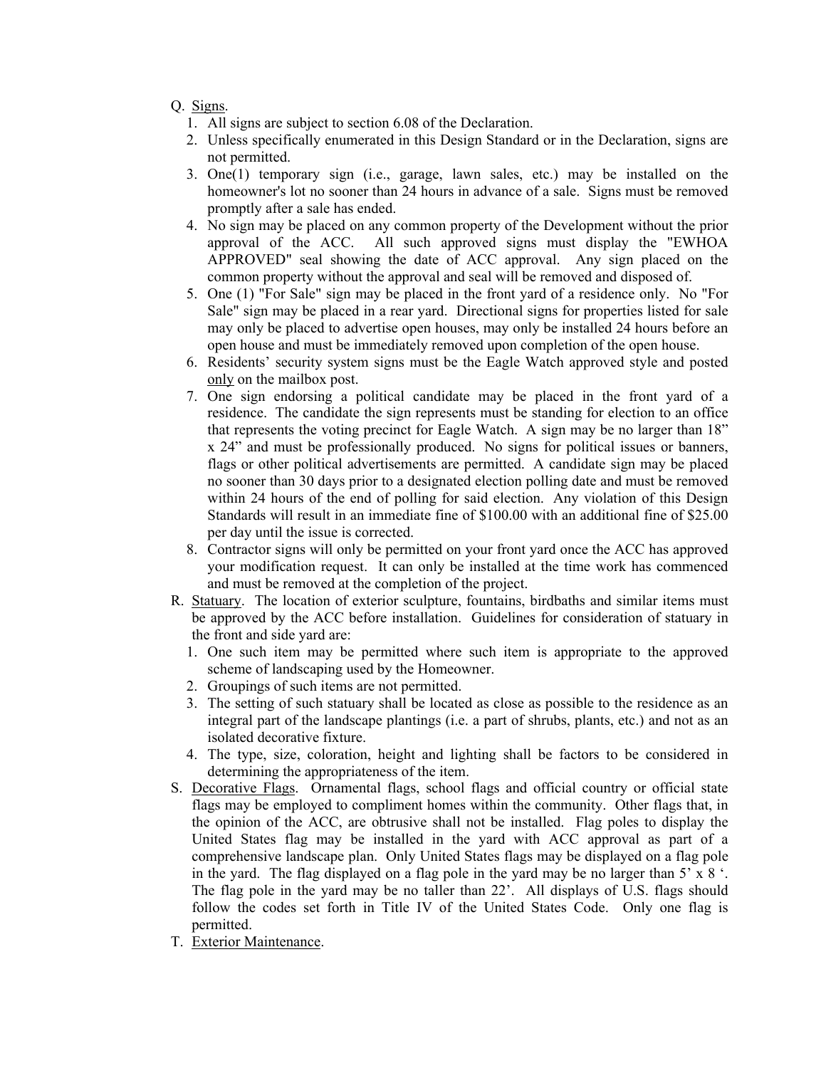Q. <u>Signs</u>.

1. All signs are subject to section 6.08 of the Declaration.
2. Unless specifically enumerated in this Design Standard or in the Declaration, signs are not permitted.
3. One(1) temporary sign (i.e., garage, lawn sales, etc.) may be installed on the homeowner's lot no sooner than 24 hours in advance of a sale. Signs must be removed promptly after a sale has ended.
4. No sign may be placed on any common property of the Development without the prior approval of the ACC. All such approved signs must display the "EWHOA APPROVED" seal showing the date of ACC approval. Any sign placed on the common property without the approval and seal will be removed and disposed of.
5. One (1) "For Sale" sign may be placed in the front yard of a residence only. No "For Sale" sign may be placed in a rear yard. Directional signs for properties listed for sale may only be placed to advertise open houses, may only be installed 24 hours before an open house and must be immediately removed upon completion of the open house.
6. Residents' security system signs must be the Eagle Watch approved style and posted <u>only</u> on the mailbox post.
7. One sign endorsing a political candidate may be placed in the front yard of a residence. The candidate the sign represents must be standing for election to an office that represents the voting precinct for Eagle Watch. A sign may be no larger than 18" x 24" and must be professionally produced. No signs for political issues or banners, flags or other political advertisements are permitted. A candidate sign may be placed no sooner than 30 days prior to a designated election polling date and must be removed within 24 hours of the end of polling for said election. Any violation of this Design Standards will result in an immediate fine of $100.00 with an additional fine of $25.00 per day until the issue is corrected.
8. Contractor signs will only be permitted on your front yard once the ACC has approved your modification request. It can only be installed at the time work has commenced and must be removed at the completion of the project.

R. <u>Statuary</u>. The location of exterior sculpture, fountains, birdbaths and similar items must be approved by the ACC before installation. Guidelines for consideration of statuary in the front and side yard are:

1. One such item may be permitted where such item is appropriate to the approved scheme of landscaping used by the Homeowner.
2. Groupings of such items are not permitted.
3. The setting of such statuary shall be located as close as possible to the residence as an integral part of the landscape plantings (i.e. a part of shrubs, plants, etc.) and not as an isolated decorative fixture.
4. The type, size, coloration, height and lighting shall be factors to be considered in determining the appropriateness of the item.

S. <u>Decorative Flags</u>. Ornamental flags, school flags and official country or official state flags may be employed to compliment homes within the community. Other flags that, in the opinion of the ACC, are obtrusive shall not be installed. Flag poles to display the United States flag may be installed in the yard with ACC approval as part of a comprehensive landscape plan. Only United States flags may be displayed on a flag pole in the yard. The flag displayed on a flag pole in the yard may be no larger than 5' x 8 '. The flag pole in the yard may be no taller than 22'. All displays of U.S. flags should follow the codes set forth in Title IV of the United States Code. Only one flag is permitted.

T. <u>Exterior Maintenance</u>.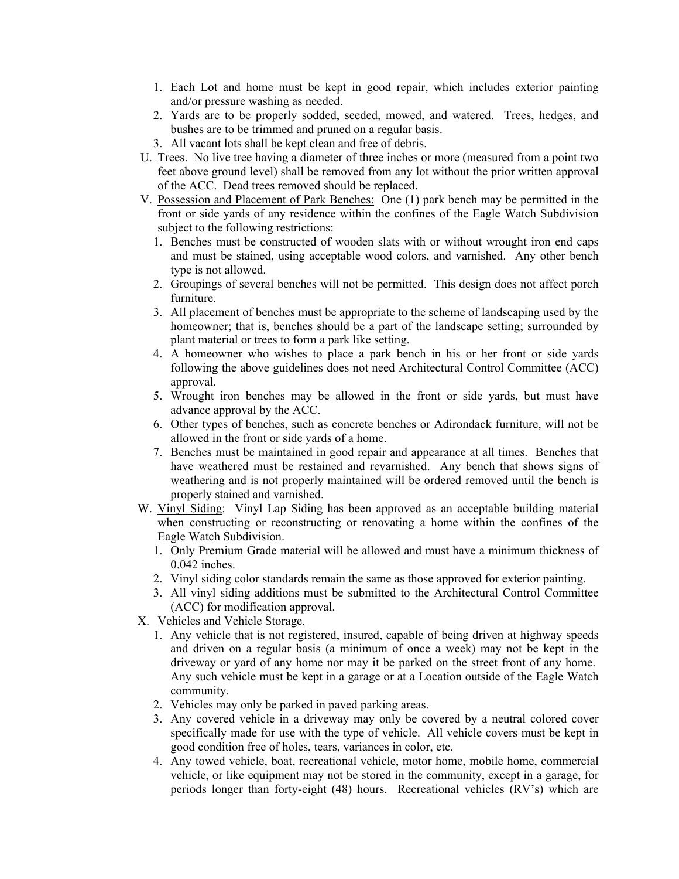1. Each Lot and home must be kept in good repair, which includes exterior painting and/or pressure washing as needed.
2. Yards are to be properly sodded, seeded, mowed, and watered. Trees, hedges, and bushes are to be trimmed and pruned on a regular basis.
3. All vacant lots shall be kept clean and free of debris.

U. <u>Trees</u>. No live tree having a diameter of three inches or more (measured from a point two feet above ground level) shall be removed from any lot without the prior written approval of the ACC. Dead trees removed should be replaced.

V. <u>Possession and Placement of Park Benches:</u> One (1) park bench may be permitted in the front or side yards of any residence within the confines of the Eagle Watch Subdivision subject to the following restrictions:

1. Benches must be constructed of wooden slats with or without wrought iron end caps and must be stained, using acceptable wood colors, and varnished. Any other bench type is not allowed.
2. Groupings of several benches will not be permitted. This design does not affect porch furniture.
3. All placement of benches must be appropriate to the scheme of landscaping used by the homeowner; that is, benches should be a part of the landscape setting; surrounded by plant material or trees to form a park like setting.
4. A homeowner who wishes to place a park bench in his or her front or side yards following the above guidelines does not need Architectural Control Committee (ACC) approval.
5. Wrought iron benches may be allowed in the front or side yards, but must have advance approval by the ACC.
6. Other types of benches, such as concrete benches or Adirondack furniture, will not be allowed in the front or side yards of a home.
7. Benches must be maintained in good repair and appearance at all times. Benches that have weathered must be restained and revarnished. Any bench that shows signs of weathering and is not properly maintained will be ordered removed until the bench is properly stained and varnished.

W. <u>Vinyl Siding</u>: Vinyl Lap Siding has been approved as an acceptable building material when constructing or reconstructing or renovating a home within the confines of the Eagle Watch Subdivision.

1. Only Premium Grade material will be allowed and must have a minimum thickness of 0.042 inches.
2. Vinyl siding color standards remain the same as those approved for exterior painting.
3. All vinyl siding additions must be submitted to the Architectural Control Committee (ACC) for modification approval.

X. <u>Vehicles and Vehicle Storage.</u>

1. Any vehicle that is not registered, insured, capable of being driven at highway speeds and driven on a regular basis (a minimum of once a week) may not be kept in the driveway or yard of any home nor may it be parked on the street front of any home. Any such vehicle must be kept in a garage or at a Location outside of the Eagle Watch community.
2. Vehicles may only be parked in paved parking areas.
3. Any covered vehicle in a driveway may only be covered by a neutral colored cover specifically made for use with the type of vehicle. All vehicle covers must be kept in good condition free of holes, tears, variances in color, etc.
4. Any towed vehicle, boat, recreational vehicle, motor home, mobile home, commercial vehicle, or like equipment may not be stored in the community, except in a garage, for periods longer than forty-eight (48) hours. Recreational vehicles (RV's) which are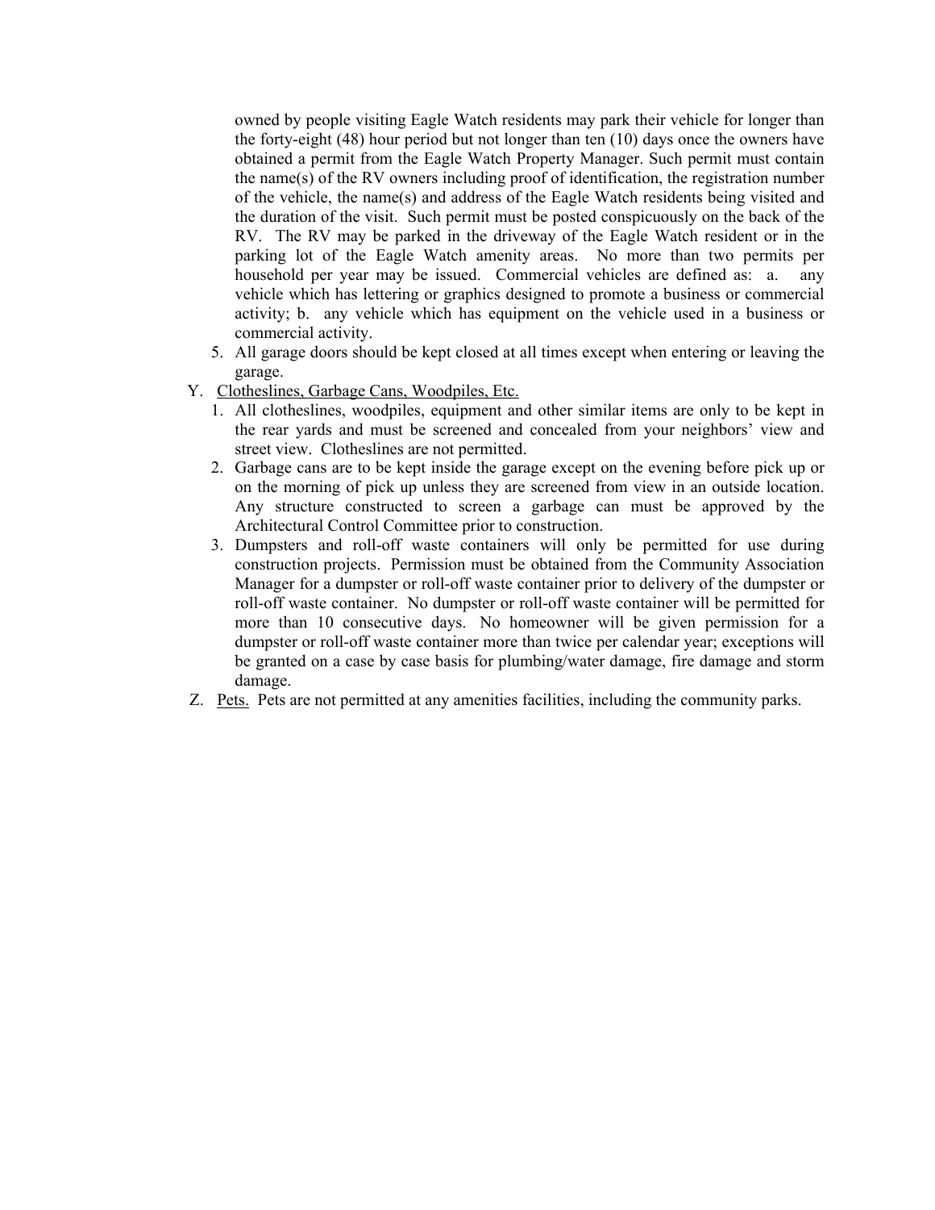owned by people visiting Eagle Watch residents may park their vehicle for longer than the forty-eight (48) hour period but not longer than ten (10) days once the owners have obtained a permit from the Eagle Watch Property Manager. Such permit must contain the name(s) of the RV owners including proof of identification, the registration number of the vehicle, the name(s) and address of the Eagle Watch residents being visited and the duration of the visit. Such permit must be posted conspicuously on the back of the RV. The RV may be parked in the driveway of the Eagle Watch resident or in the parking lot of the Eagle Watch amenity areas. No more than two permits per household per year may be issued. Commercial vehicles are defined as: a. any vehicle which has lettering or graphics designed to promote a business or commercial activity; b. any vehicle which has equipment on the vehicle used in a business or commercial activity.

5. All garage doors should be kept closed at all times except when entering or leaving the garage.

Y. Clotheslines, Garbage Cans, Woodpiles, Etc.

1. All clotheslines, woodpiles, equipment and other similar items are only to be kept in the rear yards and must be screened and concealed from your neighbors' view and street view. Clotheslines are not permitted.
2. Garbage cans are to be kept inside the garage except on the evening before pick up or on the morning of pick up unless they are screened from view in an outside location. Any structure constructed to screen a garbage can must be approved by the Architectural Control Committee prior to construction.
3. Dumpsters and roll-off waste containers will only be permitted for use during construction projects. Permission must be obtained from the Community Association Manager for a dumpster or roll-off waste container prior to delivery of the dumpster or roll-off waste container. No dumpster or roll-off waste container will be permitted for more than 10 consecutive days. No homeowner will be given permission for a dumpster or roll-off waste container more than twice per calendar year; exceptions will be granted on a case by case basis for plumbing/water damage, fire damage and storm damage.

Z. Pets. Pets are not permitted at any amenities facilities, including the community parks.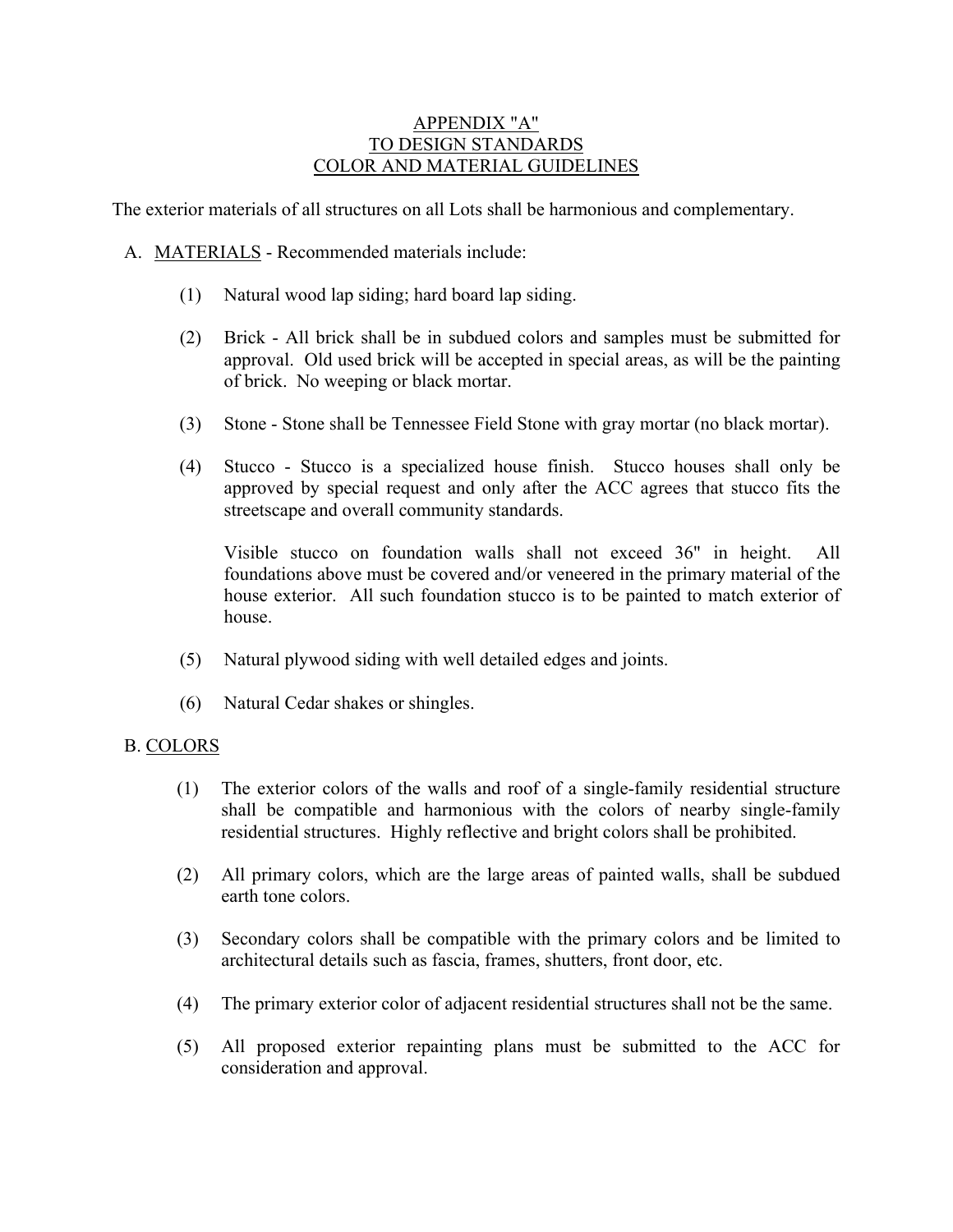# APPENDIX "A"
# TO DESIGN STANDARDS
# COLOR AND MATERIAL GUIDELINES

The exterior materials of all structures on all Lots shall be harmonious and complementary.

A. MATERIALS - Recommended materials include:

(1) Natural wood lap siding; hard board lap siding.

(2) Brick - All brick shall be in subdued colors and samples must be submitted for approval. Old used brick will be accepted in special areas, as will be the painting of brick. No weeping or black mortar.

(3) Stone - Stone shall be Tennessee Field Stone with gray mortar (no black mortar).

(4) Stucco - Stucco is a specialized house finish. Stucco houses shall only be approved by special request and only after the ACC agrees that stucco fits the streetscape and overall community standards.

Visible stucco on foundation walls shall not exceed 36" in height. All foundations above must be covered and/or veneered in the primary material of the house exterior. All such foundation stucco is to be painted to match exterior of house.

(5) Natural plywood siding with well detailed edges and joints.

(6) Natural Cedar shakes or shingles.

B. COLORS

(1) The exterior colors of the walls and roof of a single-family residential structure shall be compatible and harmonious with the colors of nearby single-family residential structures. Highly reflective and bright colors shall be prohibited.

(2) All primary colors, which are the large areas of painted walls, shall be subdued earth tone colors.

(3) Secondary colors shall be compatible with the primary colors and be limited to architectural details such as fascia, frames, shutters, front door, etc.

(4) The primary exterior color of adjacent residential structures shall not be the same.

(5) All proposed exterior repainting plans must be submitted to the ACC for consideration and approval.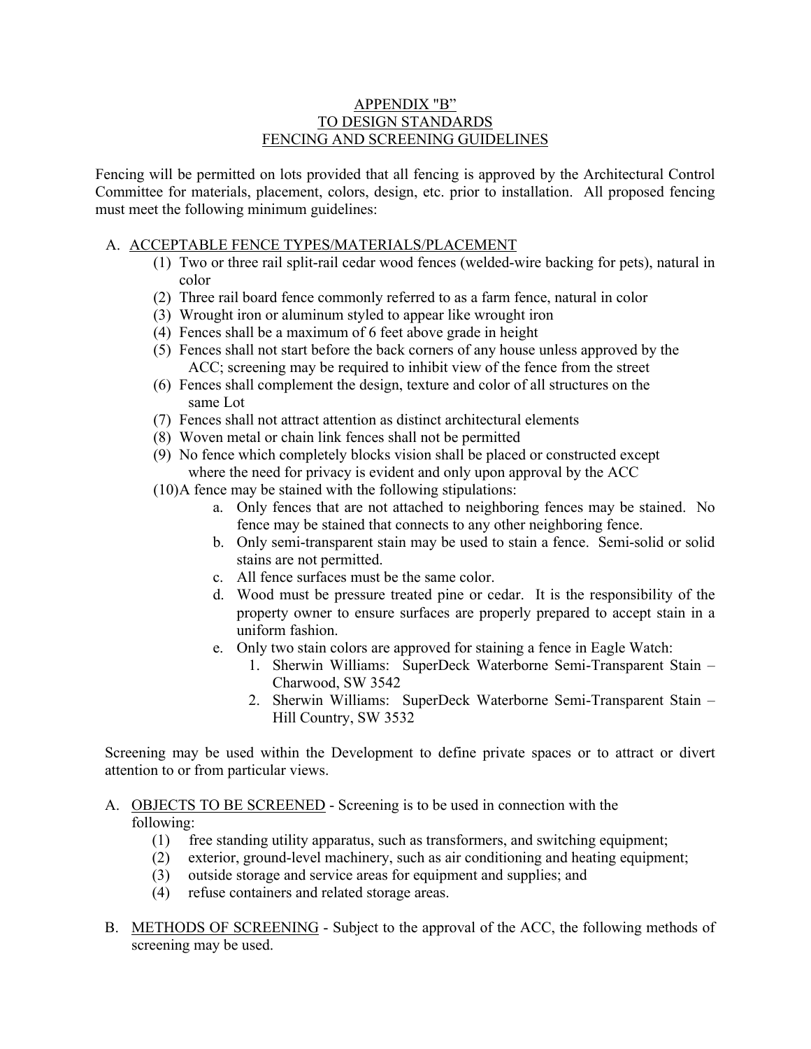# APPENDIX "B"
## TO DESIGN STANDARDS
## FENCING AND SCREENING GUIDELINES

Fencing will be permitted on lots provided that all fencing is approved by the Architectural Control Committee for materials, placement, colors, design, etc. prior to installation. All proposed fencing must meet the following minimum guidelines:

A. ACCEPTABLE FENCE TYPES/MATERIALS/PLACEMENT

(1) Two or three rail split-rail cedar wood fences (welded-wire backing for pets), natural in color
(2) Three rail board fence commonly referred to as a farm fence, natural in color
(3) Wrought iron or aluminum styled to appear like wrought iron
(4) Fences shall be a maximum of 6 feet above grade in height
(5) Fences shall not start before the back corners of any house unless approved by the ACC; screening may be required to inhibit view of the fence from the street
(6) Fences shall complement the design, texture and color of all structures on the same Lot
(7) Fences shall not attract attention as distinct architectural elements
(8) Woven metal or chain link fences shall not be permitted
(9) No fence which completely blocks vision shall be placed or constructed except where the need for privacy is evident and only upon approval by the ACC
(10) A fence may be stained with the following stipulations:
  - a. Only fences that are not attached to neighboring fences may be stained. No fence may be stained that connects to any other neighboring fence.
  - b. Only semi-transparent stain may be used to stain a fence. Semi-solid or solid stains are not permitted.
  - c. All fence surfaces must be the same color.
  - d. Wood must be pressure treated pine or cedar. It is the responsibility of the property owner to ensure surfaces are properly prepared to accept stain in a uniform fashion.
  - e. Only two stain colors are approved for staining a fence in Eagle Watch:
    1. Sherwin Williams: SuperDeck Waterborne Semi-Transparent Stain – Charwood, SW 3542
    2. Sherwin Williams: SuperDeck Waterborne Semi-Transparent Stain – Hill Country, SW 3532

Screening may be used within the Development to define private spaces or to attract or divert attention to or from particular views.

A. OBJECTS TO BE SCREENED - Screening is to be used in connection with the following:

(1) free standing utility apparatus, such as transformers, and switching equipment;
(2) exterior, ground-level machinery, such as air conditioning and heating equipment;
(3) outside storage and service areas for equipment and supplies; and
(4) refuse containers and related storage areas.

B. METHODS OF SCREENING - Subject to the approval of the ACC, the following methods of screening may be used.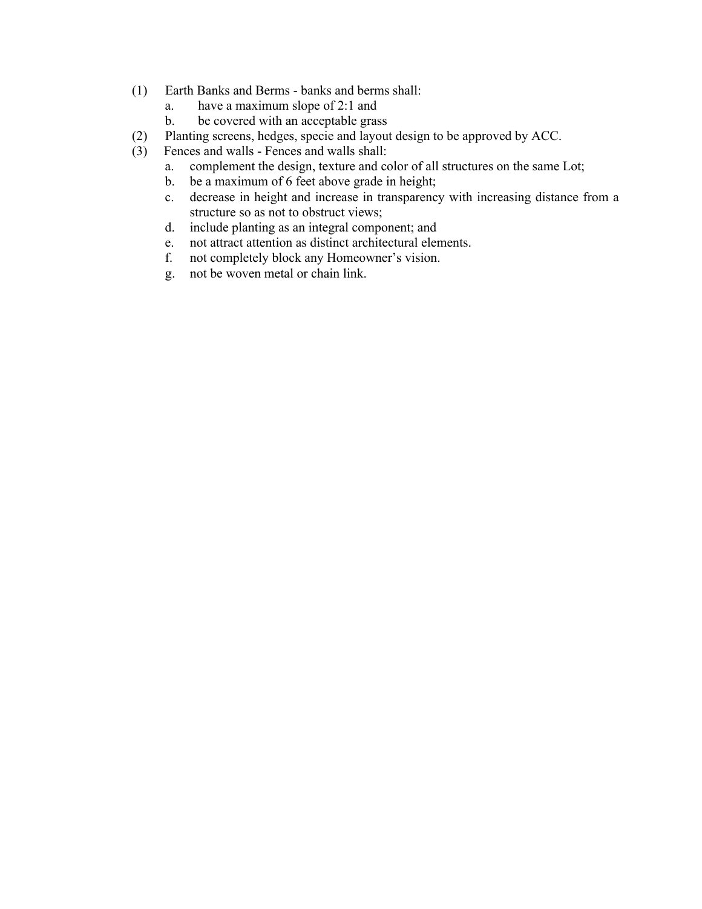(1) Earth Banks and Berms - banks and berms shall:
   a. have a maximum slope of 2:1 and
   b. be covered with an acceptable grass
(2) Planting screens, hedges, specie and layout design to be approved by ACC.
(3) Fences and walls - Fences and walls shall:
   a. complement the design, texture and color of all structures on the same Lot;
   b. be a maximum of 6 feet above grade in height;
   c. decrease in height and increase in transparency with increasing distance from a structure so as not to obstruct views;
   d. include planting as an integral component; and
   e. not attract attention as distinct architectural elements.
   f. not completely block any Homeowner's vision.
   g. not be woven metal or chain link.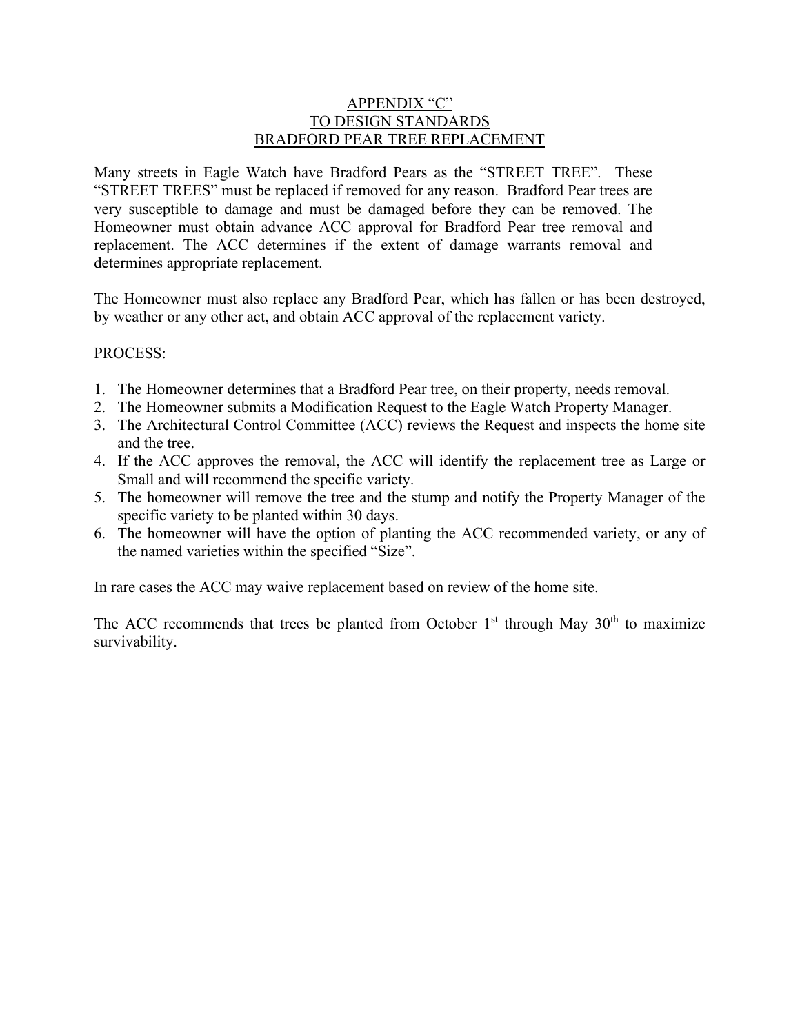# APPENDIX "C"
# TO DESIGN STANDARDS
# BRADFORD PEAR TREE REPLACEMENT

Many streets in Eagle Watch have Bradford Pears as the "STREET TREE". These "STREET TREES" must be replaced if removed for any reason. Bradford Pear trees are very susceptible to damage and must be damaged before they can be removed. The Homeowner must obtain advance ACC approval for Bradford Pear tree removal and replacement. The ACC determines if the extent of damage warrants removal and determines appropriate replacement.

The Homeowner must also replace any Bradford Pear, which has fallen or has been destroyed, by weather or any other act, and obtain ACC approval of the replacement variety.

PROCESS:

1. The Homeowner determines that a Bradford Pear tree, on their property, needs removal.
2. The Homeowner submits a Modification Request to the Eagle Watch Property Manager.
3. The Architectural Control Committee (ACC) reviews the Request and inspects the home site and the tree.
4. If the ACC approves the removal, the ACC will identify the replacement tree as Large or Small and will recommend the specific variety.
5. The homeowner will remove the tree and the stump and notify the Property Manager of the specific variety to be planted within 30 days.
6. The homeowner will have the option of planting the ACC recommended variety, or any of the named varieties within the specified "Size".

In rare cases the ACC may waive replacement based on review of the home site.

The ACC recommends that trees be planted from October 1st through May 30th to maximize survivability.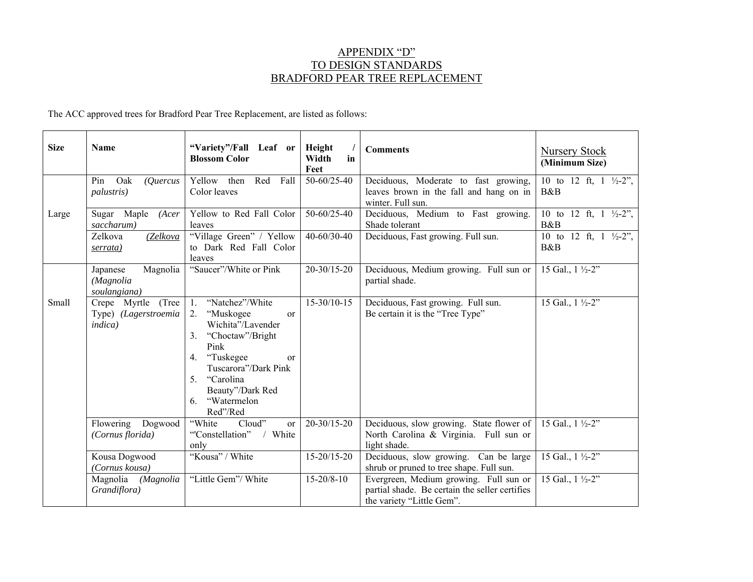# APPENDIX "D"
# TO DESIGN STANDARDS
# BRADFORD PEAR TREE REPLACEMENT

The ACC approved trees for Bradford Pear Tree Replacement, are listed as follows:

| Size | Name | "Variety"/Fall Leaf or Blossom Color | Height / Width in Feet | Comments | Nursery Stock (Minimum Size) |
|---|---|---|---|---|---|
| Large | Pin Oak *(Quercus palustris)* | Yellow then Red Fall Color leaves | 50-60/25-40 | Deciduous, Moderate to fast growing, leaves brown in the fall and hang on in winter. Full sun. | 10 to 12 ft, 1 ½-2", B&B |
| | Sugar Maple *(Acer saccharum)* | Yellow to Red Fall Color leaves | 50-60/25-40 | Deciduous, Medium to Fast growing. Shade tolerant | 10 to 12 ft, 1 ½-2", B&B |
| | Zelkova *(Zelkova serrata)* | "Village Green" / Yellow to Dark Red Fall Color leaves | 40-60/30-40 | Deciduous, Fast growing. Full sun. | 10 to 12 ft, 1 ½-2", B&B |
| Small | Japanese Magnolia *(Magnolia soulangiana)* | "Saucer"/White or Pink | 20-30/15-20 | Deciduous, Medium growing. Full sun or partial shade. | 15 Gal., 1 ½-2" |
| | Crepe Myrtle (Tree Type) *(Lagerstroemia indica)* | 1. "Natchez"/White 2. "Muskogee or Wichita"/Lavender 3. "Choctaw"/Bright Pink 4. "Tuskegee or Tuscarora"/Dark Pink 5. "Carolina Beauty"/Dark Red 6. "Watermelon Red"/Red | 15-30/10-15 | Deciduous, Fast growing. Full sun. Be certain it is the "Tree Type" | 15 Gal., 1 ½-2" |
| | Flowering Dogwood *(Cornus florida)* | "White Cloud" or "'Constellation" / White only | 20-30/15-20 | Deciduous, slow growing. State flower of North Carolina & Virginia. Full sun or light shade. | 15 Gal., 1 ½-2" |
| | Kousa Dogwood *(Cornus kousa)* | "Kousa" / White | 15-20/15-20 | Deciduous, slow growing. Can be large shrub or pruned to tree shape. Full sun. | 15 Gal., 1 ½-2" |
| | Magnolia *(Magnolia Grandiflora)* | "Little Gem"/ White | 15-20/8-10 | Evergreen, Medium growing. Full sun or partial shade. Be certain the seller certifies the variety "Little Gem". | 15 Gal., 1 ½-2" |